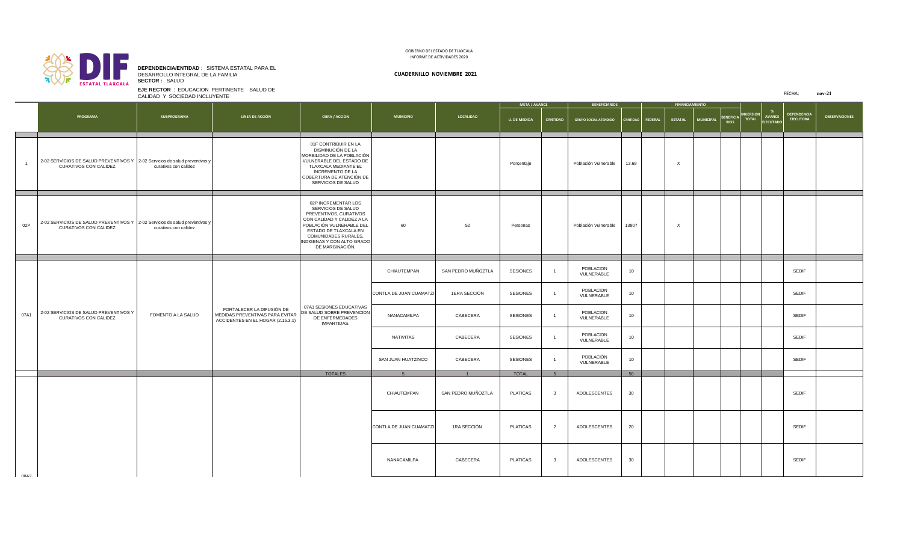GOBIERNO DEL ESTADO DE TLAXCALA
INFORME DE ACTIVIDADES 2020

**DEPENDENCIA/ENTIDAD** : SISTEMA ESTATAL PARA EL DESARROLLO INTEGRAL DE LA FAMILIA
**SECTOR :** SALUD
**EJE RECTOR** : EDUCACION PERTINENTE SALUD DE CALIDAD Y SOCIEDAD INCLUYENTE

**CUADERNILLO NOVIEMBRE 2021**

FECHA: **nov-21**

| | PROGRAMA | SUBPROGRAMA | LINEA DE ACCIÓN | OBRA / ACCION | MUNICIPIO | LOCALIDAD | META / AVANCE | | BENEFICIARIOS | | FINANCIAMIENTO | | | | INVERSION TOTAL | % AVANCE EJECUTADO | DEPENDENCIA EJECUTORA | OBSERVACIONES |
|---|---|---|---|---|---|---|---|---|---|---|---|---|---|---|---|---|---|---|
| | | | | | | | U. DE MEDIDA | CANTIDAD | GRUPO SOCIAL ATENDIDO | CANTIDAD | FEDERAL | ESTATAL | MUNICIPAL | BENEFICIARIOS | | | | |
| 1 | 2-02 SERVICIOS DE SALUD PREVENTIVOS Y CURATIVOS CON CALIDEZ | 2-02 Servicios de salud preventivos y curativos con calidez | | 01F CONTRIBUIR EN LA DISMINUCIÓN DE LA MORBILIDAD DE LA POBLACIÓN VULNERABLE DEL ESTADO DE TLAXCALA MEDIANTE EL INCREMENTO DE LA COBERTURA DE ATENCIÓN DE SERVICIOS DE SALUD | | | Porcentaje | | Población Vulnerable | 13.69 | | X | | | | | | |
| 02P | 2-02 SERVICIOS DE SALUD PREVENTIVOS Y CURATIVOS CON CALIDEZ | 2-02 Servicios de salud preventivos y curativos con calidez | | 02P INCREMENTAR LOS SERVICIOS DE SALUD PREVENTIVOS, CURATIVOS CON CALIDAD Y CALIDEZ A LA POBLACIÓN VULNERABLE DEL ESTADO DE TLAXCALA EN COMUNIDADES RURALES, INDIGENAS Y CON ALTO GRADO DE MARGINACIÓN. | 60 | 52 | Personas | | Población Vulnerable | 13807 | | X | | | | | | |
| 07A1 | 2-02 SERVICIOS DE SALUD PREVENTIVOS Y CURATIVOS CON CALIDEZ | FOMENTO A LA SALUD | FORTALECER LA DIFUSIÓN DE MEDIDAS PREVENTIVAS PARA EVITAR ACCIDENTES EN EL HOGAR (2.15.3.1) | 07A1 SESIONES EDUCATIVAS DE SALUD SOBRE PREVENCION DE ENFERMEDADES IMPARTIDAS. | CHIAUTEMPAN | SAN PEDRO MUÑOZTLA | SESIONES | 1 | POBLACION VULNERABLE | 10 | | | | | | | SEDIF | |
| | | | | | CONTLA DE JUAN CUAMATZI | 1ERA SECCIÓN | SESIONES | 1 | POBLACION VULNERABLE | 10 | | | | | | | SEDIF | |
| | | | | | NANACAMILPA | CABECERA | SESIONES | 1 | POBLACION VULNERABLE | 10 | | | | | | | SEDIF | |
| | | | | | NATIVITAS | CABECERA | SESIONES | 1 | POBLACION VULNERABLE | 10 | | | | | | | SEDIF | |
| | | | | | SAN JUAN HUATZINCO | CABECERA | SESIONES | 1 | POBLACIÓN VULNERABLE | 10 | | | | | | | SEDIF | |
| | | | | TOTALES | 5 | 1 | TOTAL | 5 | | 50 | | | | | | | | |
| 08A2 | | | | | CHIAUTEMPAN | SAN PEDRO MUÑOZTLA | PLATICAS | 3 | ADOLESCENTES | 30 | | | | | | | SEDIF | |
| | | | | | CONTLA DE JUAN CUAMATZI | 1RA SECCIÓN | PLATICAS | 2 | ADOLESCENTES | 20 | | | | | | | SEDIF | |
| | | | | | NANACAMILPA | CABECERA | PLATICAS | 3 | ADOLESCENTES | 30 | | | | | | | SEDIF | |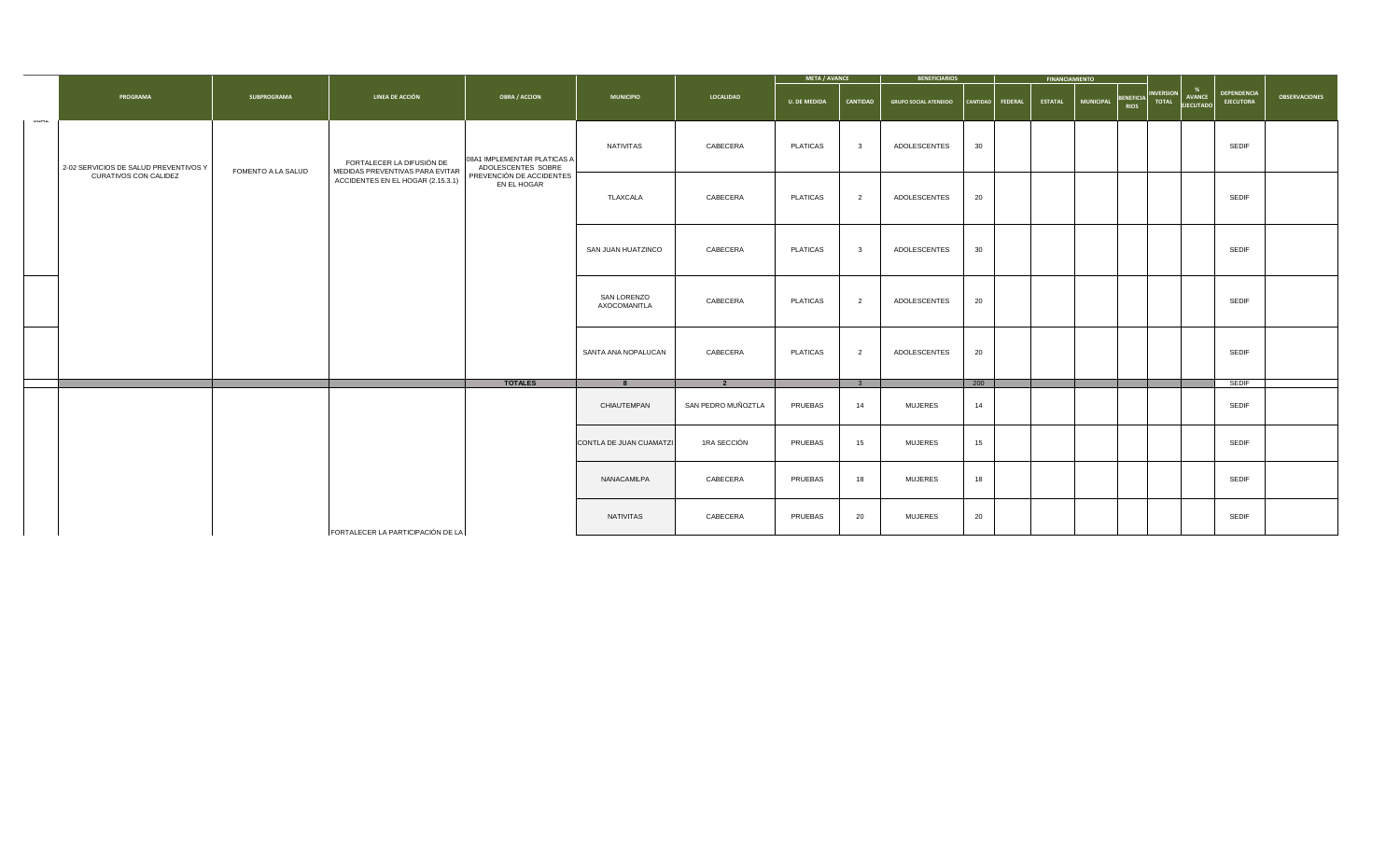| PROGRAMA | SUBPROGRAMA | LINEA DE ACCIÓN | OBRA / ACCION | MUNICIPIO | LOCALIDAD | META / AVANCE | | BENEFICIARIOS | | FINANCIAMIENTO | | | | INVERSION TOTAL | % AVANCE EJECUTADO | DEPENDENCIA EJECUTORA | OBSERVACIONES |
|---|---|---|---|---|---|---|---|---|---|---|---|---|---|---|---|---|---|
| | | | | | | U. DE MEDIDA | CANTIDAD | GRUPO SOCIAL ATENDIDO | CANTIDAD | FEDERAL | ESTATAL | MUNICIPAL | BENEFICIARIOS | | | | |
| 2-02 SERVICIOS DE SALUD PREVENTIVOS Y CURATIVOS CON CALIDEZ | FOMENTO A LA SALUD | FORTALECER LA DIFUSIÓN DE MEDIDAS PREVENTIVAS PARA EVITAR ACCIDENTES EN EL HOGAR (2.15.3.1) | 08A1 IMPLEMENTAR PLATICAS A ADOLESCENTES SOBRE PREVENCIÓN DE ACCIDENTES EN EL HOGAR | NATIVITAS | CABECERA | PLATICAS | 3 | ADOLESCENTES | 30 | | | | | | | SEDIF | |
| | | | | TLAXCALA | CABECERA | PLATICAS | 2 | ADOLESCENTES | 20 | | | | | | | SEDIF | |
| | | | | SAN JUAN HUATZINCO | CABECERA | PLATICAS | 3 | ADOLESCENTES | 30 | | | | | | | SEDIF | |
| | | | | SAN LORENZO AXOCOMANITLA | CABECERA | PLATICAS | 2 | ADOLESCENTES | 20 | | | | | | | SEDIF | |
| | | | | SANTA ANA NOPALUCAN | CABECERA | PLATICAS | 2 | ADOLESCENTES | 20 | | | | | | | SEDIF | |
| | | | TOTALES | 8 | 2 | | 3 | | 200 | | | | | | | SEDIF | |
| | | | | CHIAUTEMPAN | SAN PEDRO MUÑOZTLA | PRUEBAS | 14 | MUJERES | 14 | | | | | | | SEDIF | |
| | | | | CONTLA DE JUAN CUAMATZI | 1RA SECCIÓN | PRUEBAS | 15 | MUJERES | 15 | | | | | | | SEDIF | |
| | | | | NANACAMILPA | CABECERA | PRUEBAS | 18 | MUJERES | 18 | | | | | | | SEDIF | |
| | | FORTALECER LA PARTICIPACIÓN DE LA | | NATIVITAS | CABECERA | PRUEBAS | 20 | MUJERES | 20 | | | | | | | SEDIF | |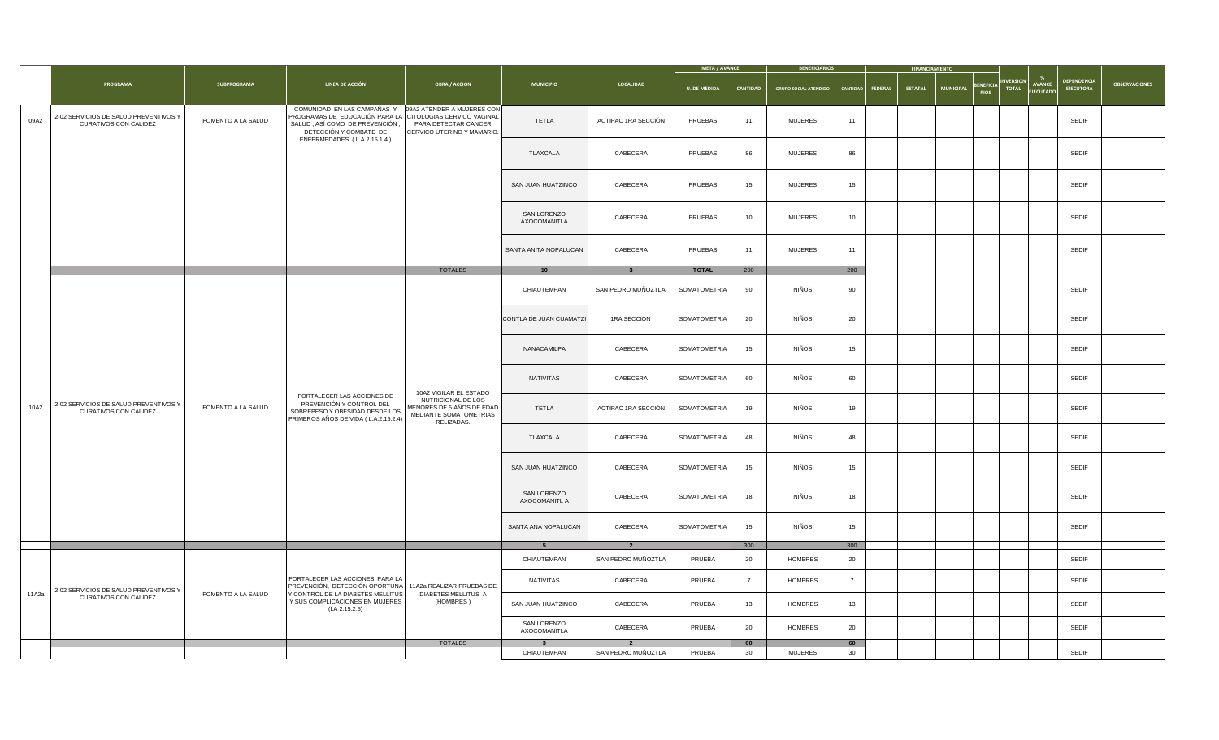| | PROGRAMA | SUBPROGRAMA | LINEA DE ACCIÓN | OBRA / ACCION | MUNICIPIO | LOCALIDAD | META / AVANCE | | BENEFICIARIOS | | FINANCIAMIENTO | | | | INVERSION TOTAL | % AVANCE EJECUTADO | DEPENDENCIA EJECUTORA | OBSERVACIONES |
|---|---|---|---|---|---|---|---|---|---|---|---|---|---|---|---|---|---|---|
| | | | | | | | U. DE MEDIDA | CANTIDAD | GRUPO SOCIAL ATENDIDO | CANTIDAD | FEDERAL | ESTATAL | MUNICIPAL | BENEFICIARIOS | | | | |
| 09A2 | 2-02 SERVICIOS DE SALUD PREVENTIVOS Y CURATIVOS CON CALIDEZ | FOMENTO A LA SALUD | COMUNIDAD EN LAS CAMPAÑAS Y PROGRAMAS DE EDUCACIÓN PARA LA SALUD , ASÍ COMO DE PREVENCIÓN , DETECCIÓN Y COMBATE DE ENFERMEDADES ( L.A.2.15.1.4 ) | 09A2 ATENDER A MUJERES CON CITOLOGIAS CERVICO VAGINAL PARA DETECTAR CANCER CERVICO UTERINO Y MAMARIO. | TETLA | ACTIPAC 1RA SECCIÓN | PRUEBAS | 11 | MUJERES | 11 | | | | | | | SEDIF | |
| | | | | | TLAXCALA | CABECERA | PRUEBAS | 86 | MUJERES | 86 | | | | | | | SEDIF | |
| | | | | | SAN JUAN HUATZINCO | CABECERA | PRUEBAS | 15 | MUJERES | 15 | | | | | | | SEDIF | |
| | | | | | SAN LORENZO AXOCOMANITLA | CABECERA | PRUEBAS | 10 | MUJERES | 10 | | | | | | | SEDIF | |
| | | | | | SANTA ANITA NOPALUCAN | CABECERA | PRUEBAS | 11 | MUJERES | 11 | | | | | | | SEDIF | |
| | | | | TOTALES | 10 | 3 | TOTAL | 200 | | 200 | | | | | | | | |
| 10A2 | 2-02 SERVICIOS DE SALUD PREVENTIVOS Y CURATIVOS CON CALIDEZ | FOMENTO A LA SALUD | FORTALECER LAS ACCIONES DE PREVENCIÓN Y CONTROL DEL SOBREPESO Y OBESIDAD DESDE LOS PRIMEROS AÑOS DE VIDA ( L.A.2.15.2.4) | 10A2 VIGILAR EL ESTADO NUTRICIONAL DE LOS MENORES DE 5 AÑOS DE EDAD MEDIANTE SOMATOMETRIAS RELIZADAS. | CHIAUTEMPAN | SAN PEDRO MUÑOZTLA | SOMATOMETRIA | 90 | NIÑOS | 90 | | | | | | | SEDIF | |
| | | | | | CONTLA DE JUAN CUAMATZI | 1RA SECCIÓN | SOMATOMETRIA | 20 | NIÑOS | 20 | | | | | | | SEDIF | |
| | | | | | NANACAMILPA | CABECERA | SOMATOMETRIA | 15 | NIÑOS | 15 | | | | | | | SEDIF | |
| | | | | | NATIVITAS | CABECERA | SOMATOMETRIA | 60 | NIÑOS | 60 | | | | | | | SEDIF | |
| | | | | | TETLA | ACTIPAC 1RA SECCIÓN | SOMATOMETRIA | 19 | NIÑOS | 19 | | | | | | | SEDIF | |
| | | | | | TLAXCALA | CABECERA | SOMATOMETRIA | 48 | NIÑOS | 48 | | | | | | | SEDIF | |
| | | | | | SAN JUAN HUATZINCO | CABECERA | SOMATOMETRIA | 15 | NIÑOS | 15 | | | | | | | SEDIF | |
| | | | | | SAN LORENZO AXOCOMANITL A | CABECERA | SOMATOMETRIA | 18 | NIÑOS | 18 | | | | | | | SEDIF | |
| | | | | | SANTA ANA NOPALUCAN | CABECERA | SOMATOMETRIA | 15 | NIÑOS | 15 | | | | | | | SEDIF | |
| | | | | | 5 | 2 | | 300 | | 300 | | | | | | | | |
| 11A2a | 2-02 SERVICIOS DE SALUD PREVENTIVOS Y CURATIVOS CON CALIDEZ | FOMENTO A LA SALUD | FORTALECER LAS ACCIONES PARA LA PREVENCIÓN, DETECCIÓN OPORTUNA Y CONTROL DE LA DIABETES MELLITUS Y SUS COMPLICACIONES EN MUJERES (LA 2.15.2.5) | 11A2a REALIZAR PRUEBAS DE DIABETES MELLITUS A (HOMBRES ) | CHIAUTEMPAN | SAN PEDRO MUÑOZTLA | PRUEBA | 20 | HOMBRES | 20 | | | | | | | SEDIF | |
| | | | | | NATIVITAS | CABECERA | PRUEBA | 7 | HOMBRES | 7 | | | | | | | SEDIF | |
| | | | | | SAN JUAN HUATZINCO | CABECERA | PRUEBA | 13 | HOMBRES | 13 | | | | | | | SEDIF | |
| | | | | | SAN LORENZO AXOCOMANITLA | CABECERA | PRUEBA | 20 | HOMBRES | 20 | | | | | | | SEDIF | |
| | | | | TOTALES | 3 | 2 | | 60 | | 60 | | | | | | | | |
| | | | | | CHIAUTEMPAN | SAN PEDRO MUÑOZTLA | PRUEBA | 30 | MUJERES | 30 | | | | | | | SEDIF | |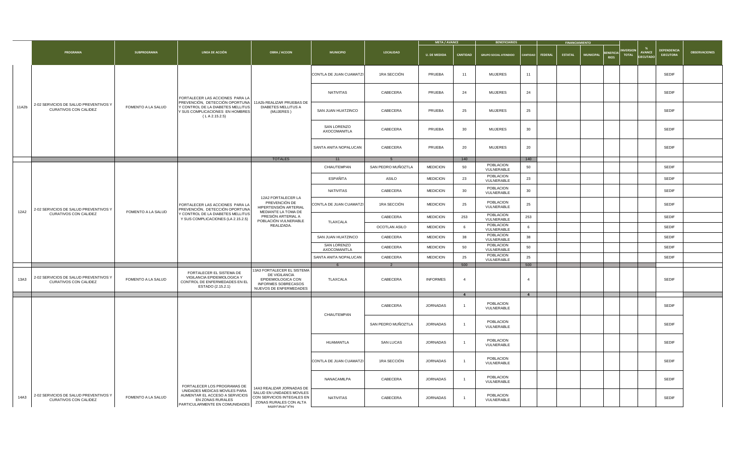| | PROGRAMA | SUBPROGRAMA | LINEA DE ACCIÓN | OBRA / ACCION | MUNICIPIO | LOCALIDAD | META / AVANCE | | BENEFICIARIOS | | FINANCIAMIENTO | | | | INVERSION TOTAL | % AVANCE EJECUTADO | DEPENDENCIA EJECUTORA | OBSERVACIONES |
|---|---|---|---|---|---|---|---|---|---|---|---|---|---|---|---|---|---|---|
| | | | | | | | U. DE MEDIDA | CANTIDAD | GRUPO SOCIAL ATENDIDO | CANTIDAD | FEDERAL | ESTATAL | MUNICIPAL | BENEFICIARIOS | | | | |
| 11A2b | 2-02 SERVICIOS DE SALUD PREVENTIVOS Y CURATIVOS CON CALIDEZ | FOMENTO A LA SALUD | FORTALECER LAS ACCIONES PARA LA PREVENCIÓN, DETECCIÓN OPORTUNA Y CONTROL DE LA DIABETES MELLITUS Y SUS COMPLICACIONES EN HOMBRES ( L A 2.15.2.5) | 11A2b REALIZAR PRUEBAS DE DIABETES MELLITUS A (MUJERES ) | CONTLA DE JUAN CUAMATZI | 1RA SECCIÓN | PRUEBA | 11 | MUJERES | 11 | | | | | | | SEDIF | |
| | | | | | NATIVITAS | CABECERA | PRUEBA | 24 | MUJERES | 24 | | | | | | | SEDIF | |
| | | | | | SAN JUAN HUATZINCO | CABECERA | PRUEBA | 25 | MUJERES | 25 | | | | | | | SEDIF | |
| | | | | | SAN LORENZO AXOCOMANITLA | CABECERA | PRUEBA | 30 | MUJERES | 30 | | | | | | | SEDIF | |
| | | | | | SANTA ANITA NOPALUCAN | CABECERA | PRUEBA | 20 | MUJERES | 20 | | | | | | | SEDIF | |
| | | | | TOTALES | 11 | 5 | | 140 | | 140 | | | | | | | | |
| 12A2 | 2-02 SERVICIOS DE SALUD PREVENTIVOS Y CURATIVOS CON CALIDEZ | FOMENTO A LA SALUD | FORTALECER LAS ACCIONES PARA LA PREVENCIÓN, DETECCIÓN OPORTUNA Y CONTROL DE LA DIABETES MELLITUS Y SUS COMPLICACIONES (LA 2.15.2.5) | 12A2 FORTALECER LA PREVENCIÓN DE HIPERTENSIÓN ARTERIAL MEDIANTE LA TOMA DE PRESIÓN ARTERIAL A POBLACIÓN VULNERABLE REALIZADA. | CHIAUTEMPAN | SAN PEDRO MUÑOZTLA | MEDICION | 50 | POBLACION VULNERABLE | 50 | | | | | | | SEDIF | |
| | | | | | ESPAÑITA | ASILO | MEDICION | 23 | POBLACION VULNERABLE | 23 | | | | | | | SEDIF | |
| | | | | | NATIVITAS | CABECERA | MEDICION | 30 | POBLACION VULNERABLE | 30 | | | | | | | SEDIF | |
| | | | | | CONTLA DE JUAN CUAMATZI | 1RA SECCIÓN | MEDICION | 25 | POBLACION VULNERABLE | 25 | | | | | | | SEDIF | |
| | | | | | TLAXCALA | CABECERA | MEDICION | 253 | POBLACION VULNERABLE | 253 | | | | | | | SEDIF | |
| | | | | | | OCOTLAN ASILO | MEDICION | 6 | POBLACION VULNERABLE | 6 | | | | | | | SEDIF | |
| | | | | | SAN JUAN HUATZINCO | CABECERA | MEDICION | 38 | POBLACION VULNERABLE | 38 | | | | | | | SEDIF | |
| | | | | | SAN LORENZO AXOCOMANITLA | CABECERA | MEDICION | 50 | POBLACION VULNERABLE | 50 | | | | | | | SEDIF | |
| | | | | | SANTA ANITA NOPALUCAN | CABECERA | MEDICION | 25 | POBLACION VULNERABLE | 25 | | | | | | | SEDIF | |
| | | | | | 6 | 2 | | 500 | | 500 | | | | | | | | |
| 13A3 | 2-02 SERVICIOS DE SALUD PREVENTIVOS Y CURATIVOS CON CALIDEZ | FOMENTO A LA SALUD | FORTALECER EL SISTEMA DE VIGILANCIA EPIDEMIOLOGICA Y CONTROL DE ENFERMEDADES EN EL ESTADO (2.15.2.1) | 13A3 FORTALECER EL SISTEMA DE VIGILANCIA EPIDEMIOLOGICA CON INFORMES SOBRECASOS NUEVOS DE ENFERMEDADES | TLAXCALA | CABECERA | INFORMES | 4 | | 4 | | | | | | | SEDIF | |
| | | | | | | | | 4 | | 4 | | | | | | | | |
| 14A3 | 2-02 SERVICIOS DE SALUD PREVENTIVOS Y CURATIVOS CON CALIDEZ | FOMENTO A LA SALUD | FORTALECER LOS PROGRAMAS DE UNIDADES MEDICAS MOVILES PARA AUMENTAR EL ACCESO A SERVICIOS EN ZONAS RURALES PARTICULARMENTE EN COMUNIDADES | 14A3 REALIZAR JORNADAS DE SALUD EN UNIDADES MOVILES CON SERVICIOS INTEGALES EN ZONAS RURALES CON ALTA MARGINACIÓN | CHIAUTEMPAN | CABECERA | JORNADAS | 1 | POBLACION VULNERABLE | | | | | | | | SEDIF | |
| | | | | | | SAN PEDRO MUÑOZTLA | JORNADAS | 1 | POBLACION VULNERABLE | | | | | | | | SEDIF | |
| | | | | | HUAMANTLA | SAN LUCAS | JORNADAS | 1 | POBLACION VULNERABLE | | | | | | | | SEDIF | |
| | | | | | CONTLA DE JUAN CUAMATZI | 1RA SECCIÓN | JORNADAS | 1 | POBLACION VULNERABLE | | | | | | | | SEDIF | |
| | | | | | NANACAMILPA | CABECERA | JORNADAS | 1 | POBLACION VULNERABLE | | | | | | | | SEDIF | |
| | | | | | NATIVITAS | CABECERA | JORNADAS | 1 | POBLACION VULNERABLE | | | | | | | | SEDIF | |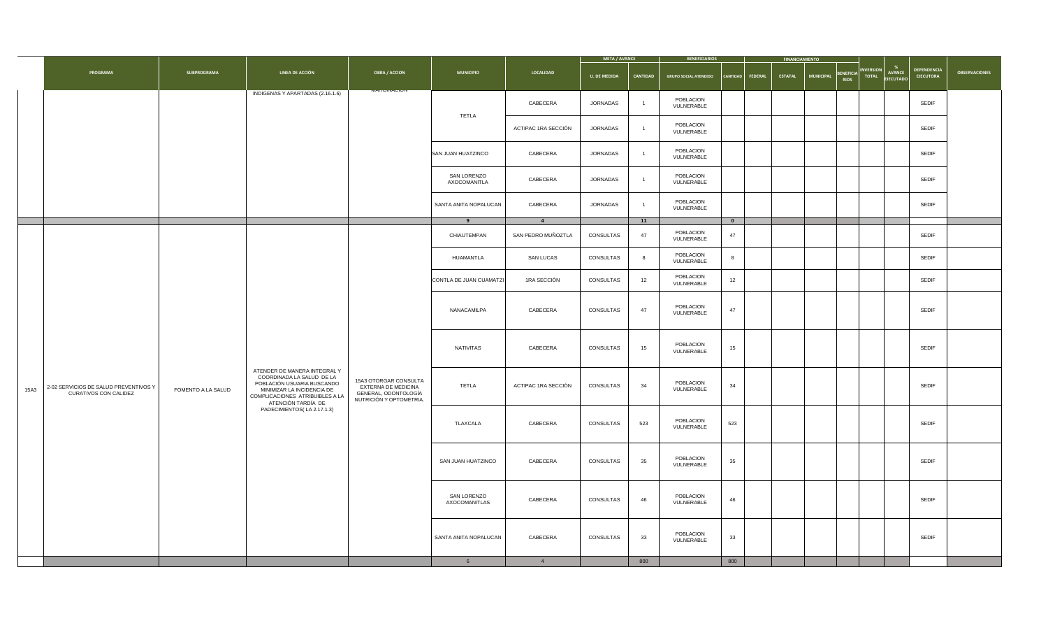| | PROGRAMA | SUBPROGRAMA | LINEA DE ACCIÓN | OBRA / ACCION | MUNICIPIO | LOCALIDAD | META / AVANCE | | BENEFICIARIOS | | FINANCIAMIENTO | | | | INVERSION TOTAL | % AVANCE EJECUTADO | DEPENDENCIA EJECUTORA | OBSERVACIONES |
|---|---|---|---|---|---|---|---|---|---|---|---|---|---|---|---|---|---|---|
| | | | | | | | U. DE MEDIDA | CANTIDAD | GRUPO SOCIAL ATENDIDO | CANTIDAD | FEDERAL | ESTATAL | MUNICIPAL | BENEFICIARIOS | | | | |
| | | | INDIGENAS Y APARTADAS (2.16.1.6) | MARGINACION | TETLA | CABECERA | JORNADAS | 1 | POBLACION VULNERABLE | | | | | | | | SEDIF | |
| | | | | | | ACTIPAC 1RA SECCIÓN | JORNADAS | 1 | POBLACION VULNERABLE | | | | | | | | SEDIF | |
| | | | | | SAN JUAN HUATZINCO | CABECERA | JORNADAS | 1 | POBLACION VULNERABLE | | | | | | | | SEDIF | |
| | | | | | SAN LORENZO AXOCOMANITLA | CABECERA | JORNADAS | 1 | POBLACION VULNERABLE | | | | | | | | SEDIF | |
| | | | | | SANTA ANITA NOPALUCAN | CABECERA | JORNADAS | 1 | POBLACION VULNERABLE | | | | | | | | SEDIF | |
| | | | | | 9 | 4 | | 11 | | 0 | | | | | | | | |
| 15A3 | 2-02 SERVICIOS DE SALUD PREVENTIVOS Y CURATIVOS CON CALIDEZ | FOMENTO A LA SALUD | ATENDER DE MANERA INTEGRAL Y COORDINADA LA SALUD DE LA POBLACIÓN USUARIA BUSCANDO MINIMIZAR LA INCIDENCIA DE COMPLICACIONES ATRIBUIBLES A LA ATENCIÓN TARDÍA DE PADECIMIENTOS( LA 2.17.1.3) | 15A3 OTORGAR CONSULTA EXTERNA DE MEDICINA GENERAL, ODONTOLOGÍA NUTRICIÓN Y OPTOMETRIA. | CHIAUTEMPAN | SAN PEDRO MUÑOZTLA | CONSULTAS | 47 | POBLACION VULNERABLE | 47 | | | | | | | SEDIF | |
| | | | | | HUAMANTLA | SAN LUCAS | CONSULTAS | 8 | POBLACION VULNERABLE | 8 | | | | | | | SEDIF | |
| | | | | | CONTLA DE JUAN CUAMATZI | 1RA SECCIÓN | CONSULTAS | 12 | POBLACION VULNERABLE | 12 | | | | | | | SEDIF | |
| | | | | | NANACAMILPA | CABECERA | CONSULTAS | 47 | POBLACION VULNERABLE | 47 | | | | | | | SEDIF | |
| | | | | | NATIVITAS | CABECERA | CONSULTAS | 15 | POBLACION VULNERABLE | 15 | | | | | | | SEDIF | |
| | | | | | TETLA | ACTIPAC 1RA SECCIÓN | CONSULTAS | 34 | POBLACION VULNERABLE | 34 | | | | | | | SEDIF | |
| | | | | | TLAXCALA | CABECERA | CONSULTAS | 523 | POBLACION VULNERABLE | 523 | | | | | | | SEDIF | |
| | | | | | SAN JUAN HUATZINCO | CABECERA | CONSULTAS | 35 | POBLACION VULNERABLE | 35 | | | | | | | SEDIF | |
| | | | | | SAN LORENZO AXOCOMANITLAS | CABECERA | CONSULTAS | 46 | POBLACION VULNERABLE | 46 | | | | | | | SEDIF | |
| | | | | | SANTA ANITA NOPALUCAN | CABECERA | CONSULTAS | 33 | POBLACION VULNERABLE | 33 | | | | | | | SEDIF | |
| | | | | | 6 | 4 | | 800 | | 800 | | | | | | | | |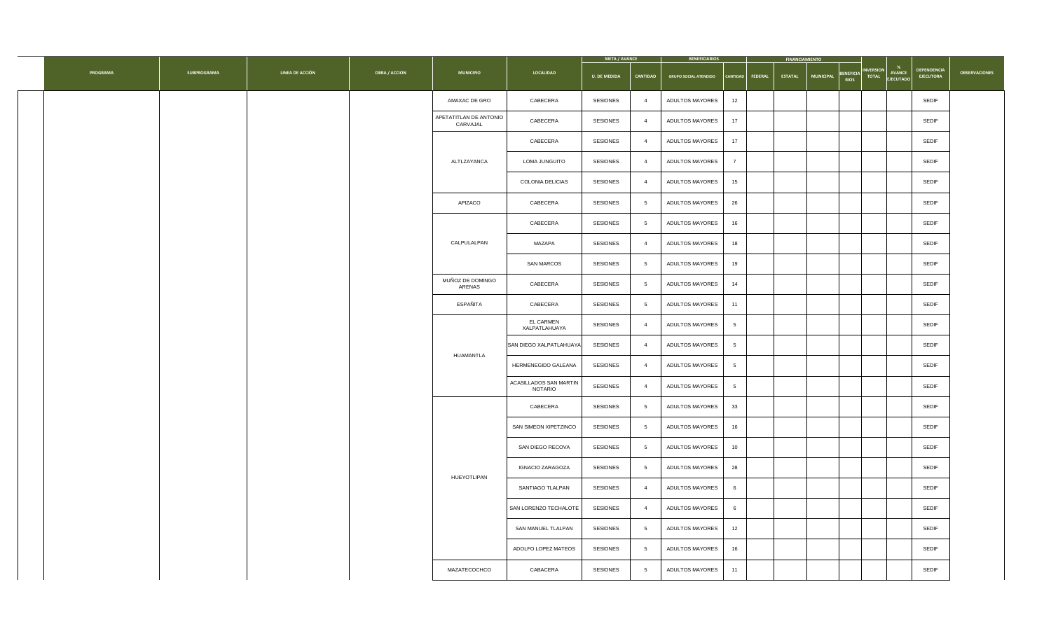| PROGRAMA | SUBPROGRAMA | LINEA DE ACCIÓN | OBRA / ACCION | MUNICIPIO | LOCALIDAD | META / AVANCE | | BENEFICIARIOS | | FINANCIAMIENTO | | | | INVERSION TOTAL | % AVANCE EJECUTADO | DEPENDENCIA EJECUTORA | OBSERVACIONES |
|---|---|---|---|---|---|---|---|---|---|---|---|---|---|---|---|---|---|
| | | | | | | U. DE MEDIDA | CANTIDAD | GRUPO SOCIAL ATENDIDO | CANTIDAD | FEDERAL | ESTATAL | MUNICIPAL | BENEFICIARIOS | | | | |
| | | | | AMAXAC DE GRO | CABECERA | SESIONES | 4 | ADULTOS MAYORES | 12 | | | | | | | SEDIF | |
| | | | | APETATITLAN DE ANTONIO CARVAJAL | CABECERA | SESIONES | 4 | ADULTOS MAYORES | 17 | | | | | | | SEDIF | |
| | | | | ALTLZAYANCA | CABECERA | SESIONES | 4 | ADULTOS MAYORES | 17 | | | | | | | SEDIF | |
| | | | | | LOMA JUNGUITO | SESIONES | 4 | ADULTOS MAYORES | 7 | | | | | | | SEDIF | |
| | | | | | COLONIA DELICIAS | SESIONES | 4 | ADULTOS MAYORES | 15 | | | | | | | SEDIF | |
| | | | | APIZACO | CABECERA | SESIONES | 5 | ADULTOS MAYORES | 26 | | | | | | | SEDIF | |
| | | | | CALPULALPAN | CABECERA | SESIONES | 5 | ADULTOS MAYORES | 16 | | | | | | | SEDIF | |
| | | | | | MAZAPA | SESIONES | 4 | ADULTOS MAYORES | 18 | | | | | | | SEDIF | |
| | | | | | SAN MARCOS | SESIONES | 5 | ADULTOS MAYORES | 19 | | | | | | | SEDIF | |
| | | | | MUÑOZ DE DOMINGO ARENAS | CABECERA | SESIONES | 5 | ADULTOS MAYORES | 14 | | | | | | | SEDIF | |
| | | | | ESPAÑITA | CABECERA | SESIONES | 5 | ADULTOS MAYORES | 11 | | | | | | | SEDIF | |
| | | | | HUAMANTLA | EL CARMEN XALPATLAHUAYA | SESIONES | 4 | ADULTOS MAYORES | 5 | | | | | | | SEDIF | |
| | | | | | SAN DIEGO XALPATLAHUAYA | SESIONES | 4 | ADULTOS MAYORES | 5 | | | | | | | SEDIF | |
| | | | | | HERMENEGIDO GALEANA | SESIONES | 4 | ADULTOS MAYORES | 5 | | | | | | | SEDIF | |
| | | | | | ACASILLADOS SAN MARTIN NOTARIO | SESIONES | 4 | ADULTOS MAYORES | 5 | | | | | | | SEDIF | |
| | | | | HUEYOTLIPAN | CABECERA | SESIONES | 5 | ADULTOS MAYORES | 33 | | | | | | | SEDIF | |
| | | | | | SAN SIMEON XIPETZINCO | SESIONES | 5 | ADULTOS MAYORES | 16 | | | | | | | SEDIF | |
| | | | | | SAN DIEGO RECOVA | SESIONES | 5 | ADULTOS MAYORES | 10 | | | | | | | SEDIF | |
| | | | | | IGNACIO ZARAGOZA | SESIONES | 5 | ADULTOS MAYORES | 28 | | | | | | | SEDIF | |
| | | | | | SANTIAGO TLALPAN | SESIONES | 4 | ADULTOS MAYORES | 6 | | | | | | | SEDIF | |
| | | | | | SAN LORENZO TECHALOTE | SESIONES | 4 | ADULTOS MAYORES | 6 | | | | | | | SEDIF | |
| | | | | | SAN MANUEL TLALPAN | SESIONES | 5 | ADULTOS MAYORES | 12 | | | | | | | SEDIF | |
| | | | | | ADOLFO LOPEZ MATEOS | SESIONES | 5 | ADULTOS MAYORES | 16 | | | | | | | SEDIF | |
| | | | | MAZATECOCHCO | CABACERA | SESIONES | 5 | ADULTOS MAYORES | 11 | | | | | | | SEDIF | |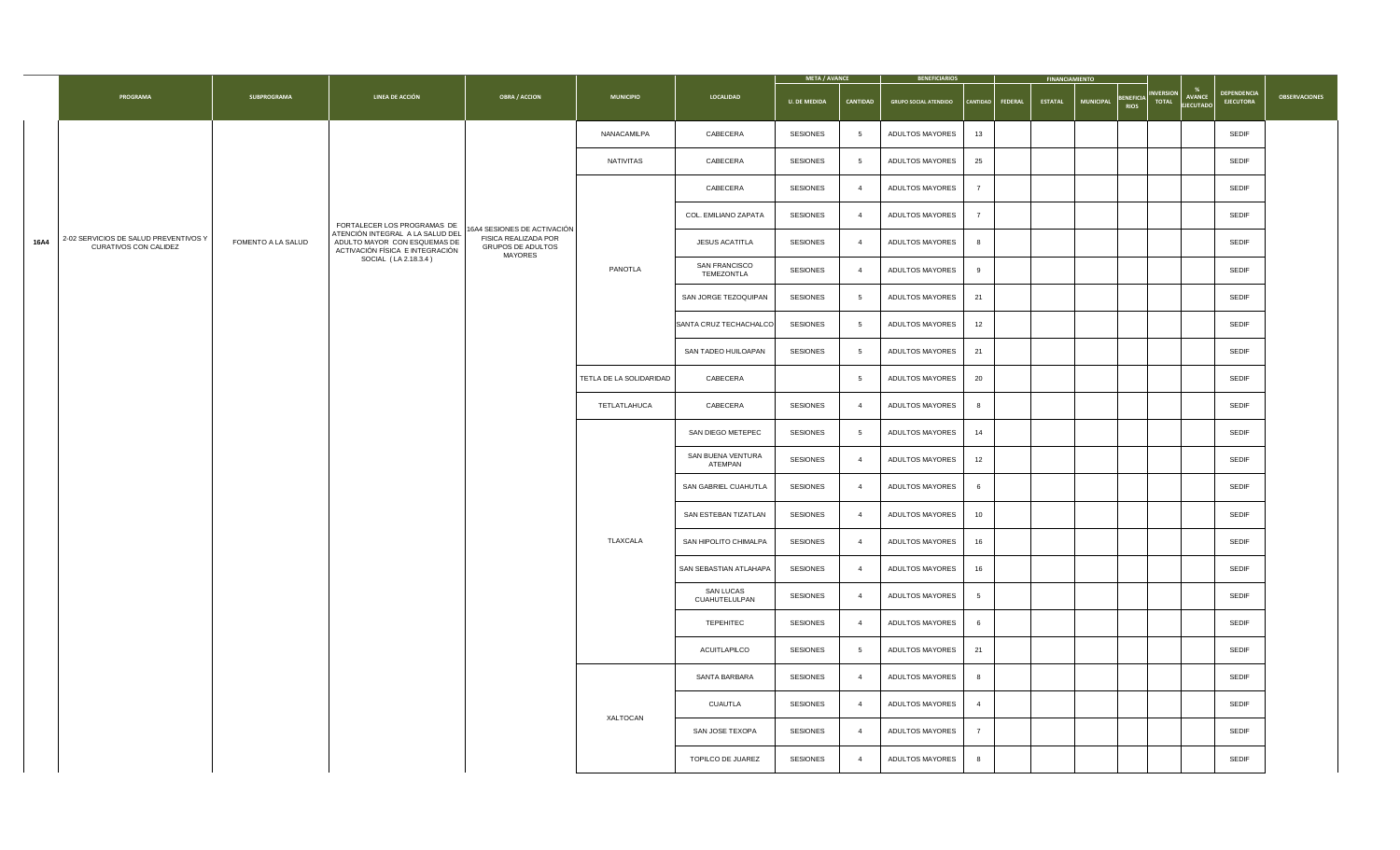| | PROGRAMA | SUBPROGRAMA | LINEA DE ACCIÓN | OBRA / ACCION | MUNICIPIO | LOCALIDAD | META / AVANCE | | BENEFICIARIOS | | FINANCIAMIENTO | | | | INVERSION TOTAL | % AVANCE EJECUTADO | DEPENDENCIA EJECUTORA | OBSERVACIONES |
|---|---|---|---|---|---|---|---|---|---|---|---|---|---|---|---|---|---|---|
| | | | | | | | U. DE MEDIDA | CANTIDAD | GRUPO SOCIAL ATENDIDO | CANTIDAD | FEDERAL | ESTATAL | MUNICIPAL | BENEFICIARIOS | | | | |
| 16A4 | 2-02 SERVICIOS DE SALUD PREVENTIVOS Y CURATIVOS CON CALIDEZ | FOMENTO A LA SALUD | FORTALECER LOS PROGRAMAS DE ATENCIÓN INTEGRAL A LA SALUD DEL ADULTO MAYOR CON ESQUEMAS DE ACTIVACIÓN FÍSICA E INTEGRACIÓN SOCIAL ( LA 2.18.3.4 ) | 16A4 SESIONES DE ACTIVACIÓN FISICA REALIZADA POR GRUPOS DE ADULTOS MAYORES | NANACAMILPA | CABECERA | SESIONES | 5 | ADULTOS MAYORES | 13 | | | | | | | SEDIF | |
| | | | | | NATIVITAS | CABECERA | SESIONES | 5 | ADULTOS MAYORES | 25 | | | | | | | SEDIF | |
| | | | | | PANOTLA | CABECERA | SESIONES | 4 | ADULTOS MAYORES | 7 | | | | | | | SEDIF | |
| | | | | | | COL. EMILIANO ZAPATA | SESIONES | 4 | ADULTOS MAYORES | 7 | | | | | | | SEDIF | |
| | | | | | | JESUS ACATITLA | SESIONES | 4 | ADULTOS MAYORES | 8 | | | | | | | SEDIF | |
| | | | | | | SAN FRANCISCO TEMEZONTLA | SESIONES | 4 | ADULTOS MAYORES | 9 | | | | | | | SEDIF | |
| | | | | | | SAN JORGE TEZOQUIPAN | SESIONES | 5 | ADULTOS MAYORES | 21 | | | | | | | SEDIF | |
| | | | | | | SANTA CRUZ TECHACHALCO | SESIONES | 5 | ADULTOS MAYORES | 12 | | | | | | | SEDIF | |
| | | | | | | SAN TADEO HUILOAPAN | SESIONES | 5 | ADULTOS MAYORES | 21 | | | | | | | SEDIF | |
| | | | | | TETLA DE LA SOLIDARIDAD | CABECERA | | 5 | ADULTOS MAYORES | 20 | | | | | | | SEDIF | |
| | | | | | TETLATLAHUCA | CABECERA | SESIONES | 4 | ADULTOS MAYORES | 8 | | | | | | | SEDIF | |
| | | | | | TLAXCALA | SAN DIEGO METEPEC | SESIONES | 5 | ADULTOS MAYORES | 14 | | | | | | | SEDIF | |
| | | | | | | SAN BUENA VENTURA ATEMPAN | SESIONES | 4 | ADULTOS MAYORES | 12 | | | | | | | SEDIF | |
| | | | | | | SAN GABRIEL CUAHUTLA | SESIONES | 4 | ADULTOS MAYORES | 6 | | | | | | | SEDIF | |
| | | | | | | SAN ESTEBAN TIZATLAN | SESIONES | 4 | ADULTOS MAYORES | 10 | | | | | | | SEDIF | |
| | | | | | | SAN HIPOLITO CHIMALPA | SESIONES | 4 | ADULTOS MAYORES | 16 | | | | | | | SEDIF | |
| | | | | | | SAN SEBASTIAN ATLAHAPA | SESIONES | 4 | ADULTOS MAYORES | 16 | | | | | | | SEDIF | |
| | | | | | | SAN LUCAS CUAHUTELULPAN | SESIONES | 4 | ADULTOS MAYORES | 5 | | | | | | | SEDIF | |
| | | | | | | TEPEHITEC | SESIONES | 4 | ADULTOS MAYORES | 6 | | | | | | | SEDIF | |
| | | | | | | ACUITLAPILCO | SESIONES | 5 | ADULTOS MAYORES | 21 | | | | | | | SEDIF | |
| | | | | | XALTOCAN | SANTA BARBARA | SESIONES | 4 | ADULTOS MAYORES | 8 | | | | | | | SEDIF | |
| | | | | | | CUAUTLA | SESIONES | 4 | ADULTOS MAYORES | 4 | | | | | | | SEDIF | |
| | | | | | | SAN JOSE TEXOPA | SESIONES | 4 | ADULTOS MAYORES | 7 | | | | | | | SEDIF | |
| | | | | | | TOPILCO DE JUAREZ | SESIONES | 4 | ADULTOS MAYORES | 8 | | | | | | | SEDIF | |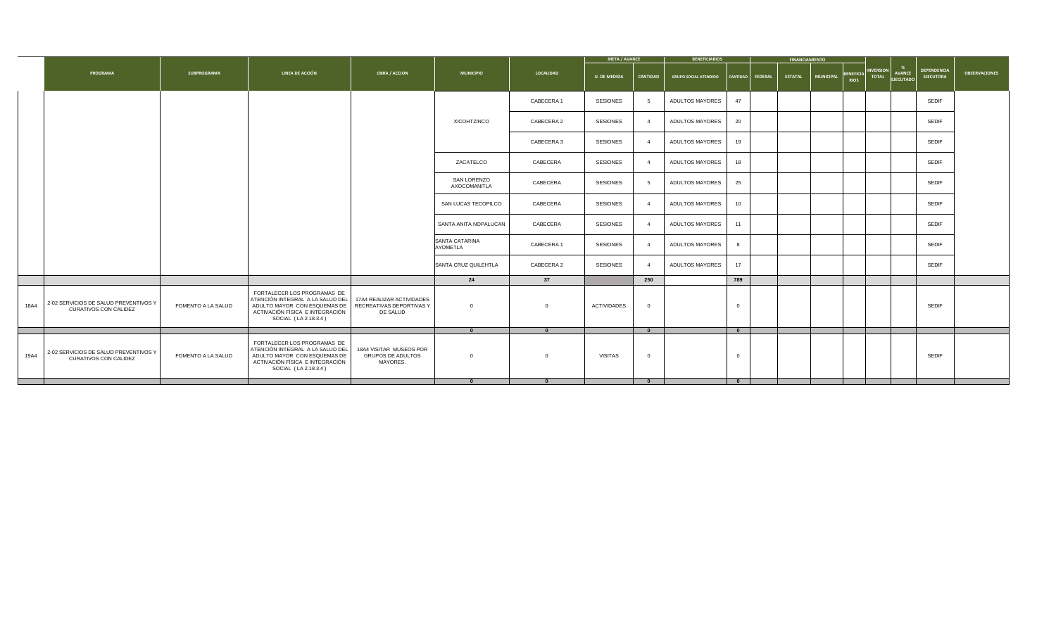| | PROGRAMA | SUBPROGRAMA | LINEA DE ACCIÓN | OBRA / ACCION | MUNICIPIO | LOCALIDAD | META / AVANCE | | BENEFICIARIOS | | FINANCIAMIENTO | | | | INVERSION TOTAL | % AVANCE EJECUTADO | DEPENDENCIA EJECUTORA | OBSERVACIONES |
|---|---|---|---|---|---|---|---|---|---|---|---|---|---|---|---|---|---|---|
| | | | | | | | U. DE MEDIDA | CANTIDAD | GRUPO SOCIAL ATENDIDO | CANTIDAD | FEDERAL | ESTATAL | MUNICIPAL | BENEFICIARIOS | | | | |
| | | | | | XICOHTZINCO | CABECERA 1 | SESIONES | 5 | ADULTOS MAYORES | 47 | | | | | | | SEDIF | |
| | | | | | | CABECERA 2 | SESIONES | 4 | ADULTOS MAYORES | 20 | | | | | | | SEDIF | |
| | | | | | | CABECERA 3 | SESIONES | 4 | ADULTOS MAYORES | 19 | | | | | | | SEDIF | |
| | | | | | ZACATELCO | CABECERA | SESIONES | 4 | ADULTOS MAYORES | 18 | | | | | | | SEDIF | |
| | | | | | SAN LORENZO AXOCOMANITLA | CABECERA | SESIONES | 5 | ADULTOS MAYORES | 25 | | | | | | | SEDIF | |
| | | | | | SAN LUCAS TECOPILCO | CABECERA | SESIONES | 4 | ADULTOS MAYORES | 10 | | | | | | | SEDIF | |
| | | | | | SANTA ANITA NOPALUCAN | CABECERA | SESIONES | 4 | ADULTOS MAYORES | 11 | | | | | | | SEDIF | |
| | | | | | SANTA CATARINA AYOMETLA | CABECERA 1 | SESIONES | 4 | ADULTOS MAYORES | 8 | | | | | | | SEDIF | |
| | | | | | SANTA CRUZ QUILEHTLA | CABECERA 2 | SESIONES | 4 | ADULTOS MAYORES | 17 | | | | | | | SEDIF | |
| | | | | | 24 | 37 | | 250 | | 789 | | | | | | | | |
| 18A4 | 2-02 SERVICIOS DE SALUD PREVENTIVOS Y CURATIVOS CON CALIDEZ | FOMENTO A LA SALUD | FORTALECER LOS PROGRAMAS DE ATENCIÓN INTEGRAL A LA SALUD DEL ADULTO MAYOR CON ESQUEMAS DE ACTIVACIÓN FÍSICA E INTEGRACIÓN SOCIAL ( LA 2.18.3.4 ) | 17A4 REALIZAR ACTIVIDADES RECREATIVAS DEPORTIVAS Y DE SALUD | 0 | 0 | ACTIVIDADES | 0 | | 0 | | | | | | | SEDIF | |
| | | | | | 0 | 0 | | 0 | | 0 | | | | | | | | |
| 19A4 | 2-02 SERVICIOS DE SALUD PREVENTIVOS Y CURATIVOS CON CALIDEZ | FOMENTO A LA SALUD | FORTALECER LOS PROGRAMAS DE ATENCIÓN INTEGRAL A LA SALUD DEL ADULTO MAYOR CON ESQUEMAS DE ACTIVACIÓN FÍSICA E INTEGRACIÓN SOCIAL ( LA 2.18.3.4 ) | 18A4 VISITAR MUSEOS POR GRUPOS DE ADULTOS MAYORES. | 0 | 0 | VISITAS | 0 | | 0 | | | | | | | SEDIF | |
| | | | | | 0 | 0 | | 0 | | 0 | | | | | | | | |